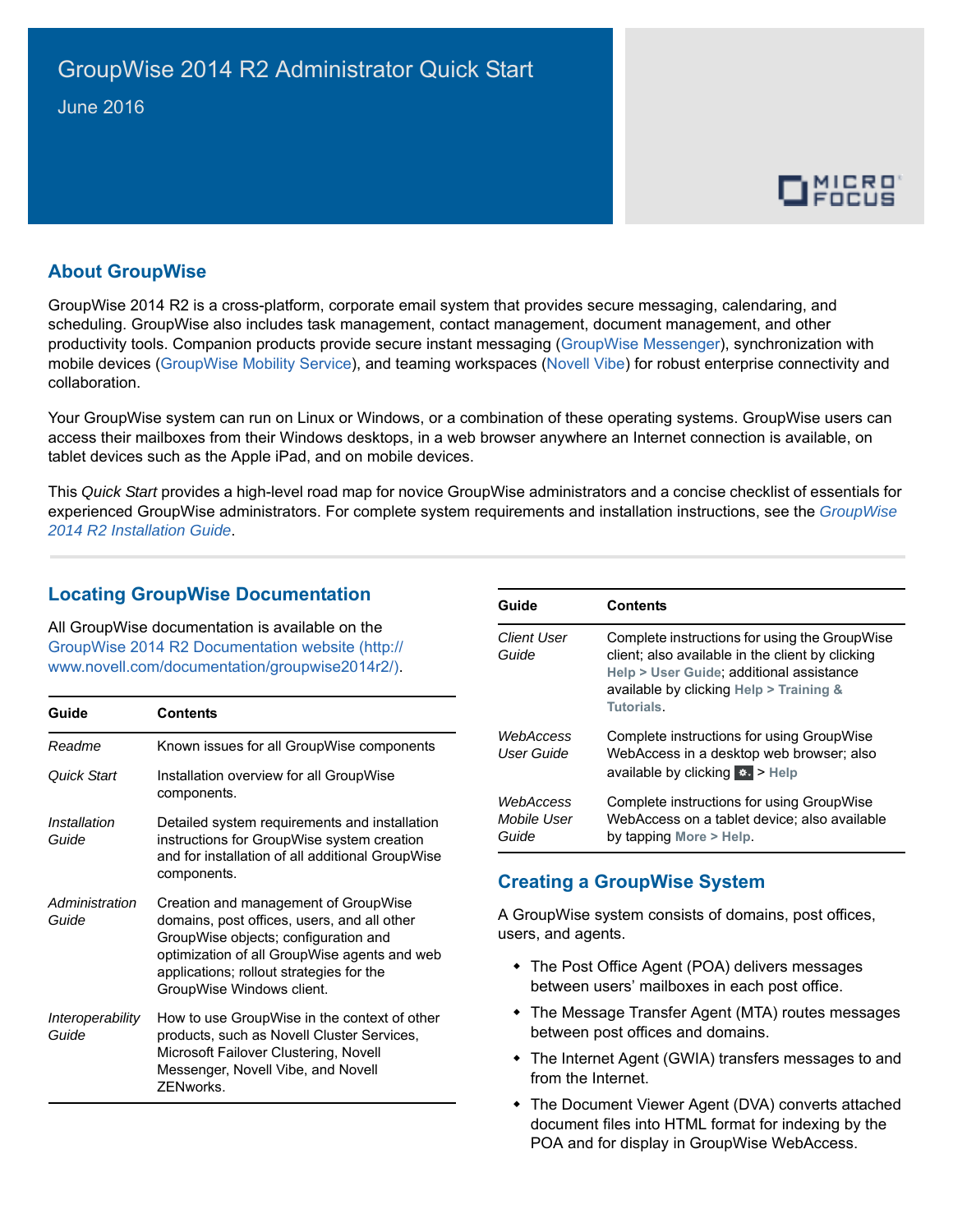# GroupWise 2014 R2 Administrator Quick Start

June 2016

## About GroupWise

GroupWise 2014 R2 is a cross-platform, corporate email system that provides secure messaging, calendaring, and scheduling. GroupWise also includes task management, contact management, document management, and other productivity tools. Companion products provide secure instant messaging (GroupWise Messenger), synchronization with mobile devices (GroupWise Mobility Service), and teaming workspaces (Novell Vibe) for robust enterprise connectivity and collaboration.

Your GroupWise system can run on Linux or Windows, or a combination of these operating systems. GroupWise users can access their mailboxes from their Windows desktops, in a web browser anywhere an Internet connection is available, on tablet devices such as the Apple iPad, and on mobile devices.

This *Quick Start* provides a high-level road map for novice GroupWise administrators and a concise checklist of essentials for experienced GroupWise administrators. For complete system requirements and installation instructions, see the *GroupWise 2014 R2 Installation Guide*.

## Locating GroupWise Documentation

All GroupWise documentation is available on the GroupWise 2014 R2 Documentation website (http://www.novell.com/documentation/groupwise2014r2/).

| Guide | Contents |
|---|---|
| *Readme* | Known issues for all GroupWise components |
| *Quick Start* | Installation overview for all GroupWise components. |
| *Installation Guide* | Detailed system requirements and installation instructions for GroupWise system creation and for installation of all additional GroupWise components. |
| *Administration Guide* | Creation and management of GroupWise domains, post offices, users, and all other GroupWise objects; configuration and optimization of all GroupWise agents and web applications; rollout strategies for the GroupWise Windows client. |
| *Interoperability Guide* | How to use GroupWise in the context of other products, such as Novell Cluster Services, Microsoft Failover Clustering, Novell Messenger, Novell Vibe, and Novell ZENworks. |
| *Client User Guide* | Complete instructions for using the GroupWise client; also available in the client by clicking **Help > User Guide**; additional assistance available by clicking **Help > Training & Tutorials**. |
| *WebAccess User Guide* | Complete instructions for using GroupWise WebAccess in a desktop web browser; also available by clicking ⚙ > **Help** |
| *WebAccess Mobile User Guide* | Complete instructions for using GroupWise WebAccess on a tablet device; also available by tapping **More > Help**. |

## Creating a GroupWise System

A GroupWise system consists of domains, post offices, users, and agents.

- The Post Office Agent (POA) delivers messages between users' mailboxes in each post office.
- The Message Transfer Agent (MTA) routes messages between post offices and domains.
- The Internet Agent (GWIA) transfers messages to and from the Internet.
- The Document Viewer Agent (DVA) converts attached document files into HTML format for indexing by the POA and for display in GroupWise WebAccess.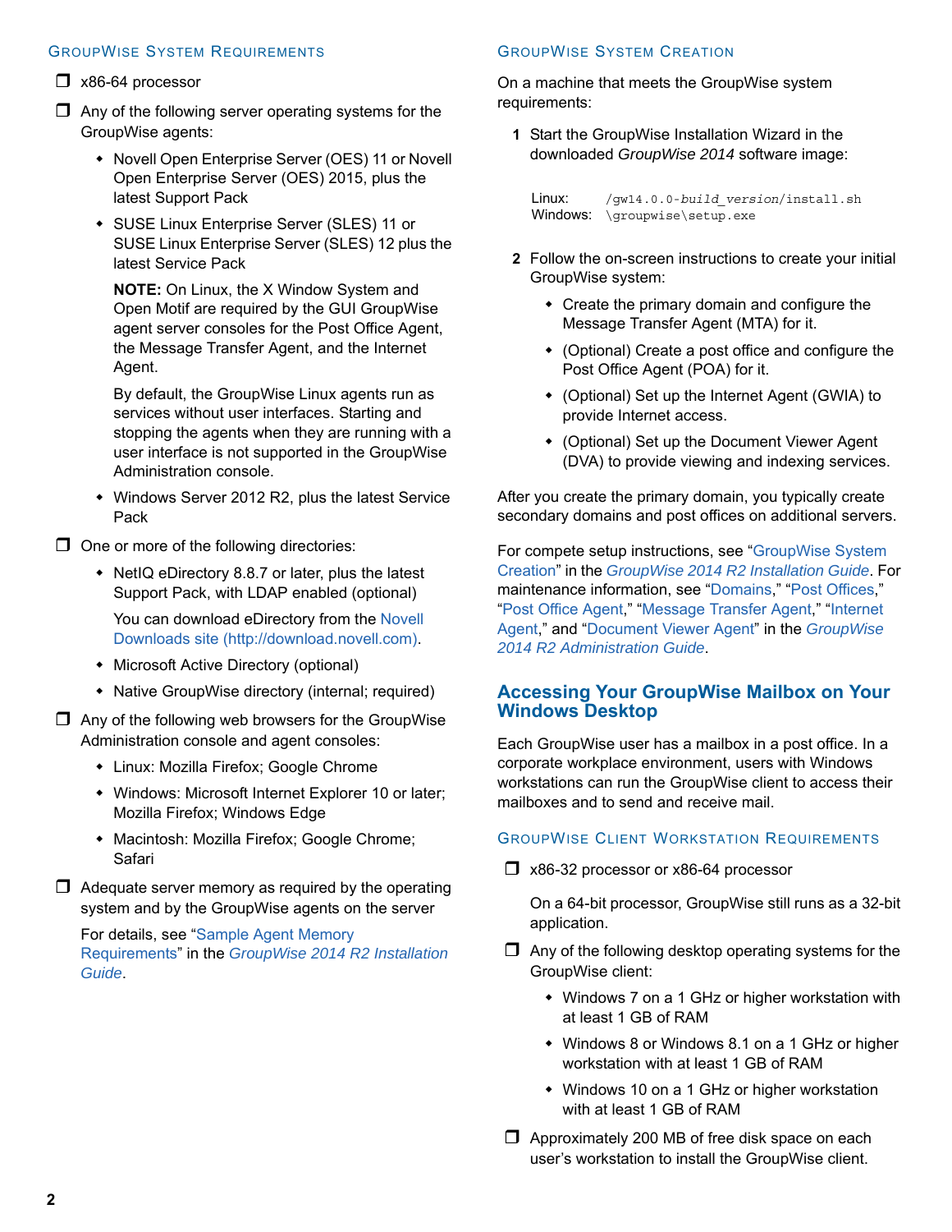### GroupWise System Requirements

- ❒ x86-64 processor
- ❒ Any of the following server operating systems for the GroupWise agents:
  - Novell Open Enterprise Server (OES) 11 or Novell Open Enterprise Server (OES) 2015, plus the latest Support Pack
  - SUSE Linux Enterprise Server (SLES) 11 or SUSE Linux Enterprise Server (SLES) 12 plus the latest Service Pack

    **NOTE:** On Linux, the X Window System and Open Motif are required by the GUI GroupWise agent server consoles for the Post Office Agent, the Message Transfer Agent, and the Internet Agent.

    By default, the GroupWise Linux agents run as services without user interfaces. Starting and stopping the agents when they are running with a user interface is not supported in the GroupWise Administration console.
  - Windows Server 2012 R2, plus the latest Service Pack
- ❒ One or more of the following directories:
  - NetIQ eDirectory 8.8.7 or later, plus the latest Support Pack, with LDAP enabled (optional)

    You can download eDirectory from the Novell Downloads site (http://download.novell.com).
  - Microsoft Active Directory (optional)
  - Native GroupWise directory (internal; required)
- ❒ Any of the following web browsers for the GroupWise Administration console and agent consoles:
  - Linux: Mozilla Firefox; Google Chrome
  - Windows: Microsoft Internet Explorer 10 or later; Mozilla Firefox; Windows Edge
  - Macintosh: Mozilla Firefox; Google Chrome; Safari
- ❒ Adequate server memory as required by the operating system and by the GroupWise agents on the server

  For details, see "Sample Agent Memory Requirements" in the *GroupWise 2014 R2 Installation Guide*.

### GroupWise System Creation

On a machine that meets the GroupWise system requirements:

1. Start the GroupWise Installation Wizard in the downloaded *GroupWise 2014* software image:

   | | |
   |---|---|
   | Linux: | `/gw14.0.0-build_version/install.sh` |
   | Windows: | `\groupwise\setup.exe` |

2. Follow the on-screen instructions to create your initial GroupWise system:
   - Create the primary domain and configure the Message Transfer Agent (MTA) for it.
   - (Optional) Create a post office and configure the Post Office Agent (POA) for it.
   - (Optional) Set up the Internet Agent (GWIA) to provide Internet access.
   - (Optional) Set up the Document Viewer Agent (DVA) to provide viewing and indexing services.

After you create the primary domain, you typically create secondary domains and post offices on additional servers.

For compete setup instructions, see "GroupWise System Creation" in the *GroupWise 2014 R2 Installation Guide*. For maintenance information, see "Domains," "Post Offices," "Post Office Agent," "Message Transfer Agent," "Internet Agent," and "Document Viewer Agent" in the *GroupWise 2014 R2 Administration Guide*.

## Accessing Your GroupWise Mailbox on Your Windows Desktop

Each GroupWise user has a mailbox in a post office. In a corporate workplace environment, users with Windows workstations can run the GroupWise client to access their mailboxes and to send and receive mail.

### GroupWise Client Workstation Requirements

- ❒ x86-32 processor or x86-64 processor

  On a 64-bit processor, GroupWise still runs as a 32-bit application.
- ❒ Any of the following desktop operating systems for the GroupWise client:
  - Windows 7 on a 1 GHz or higher workstation with at least 1 GB of RAM
  - Windows 8 or Windows 8.1 on a 1 GHz or higher workstation with at least 1 GB of RAM
  - Windows 10 on a 1 GHz or higher workstation with at least 1 GB of RAM
- ❒ Approximately 200 MB of free disk space on each user's workstation to install the GroupWise client.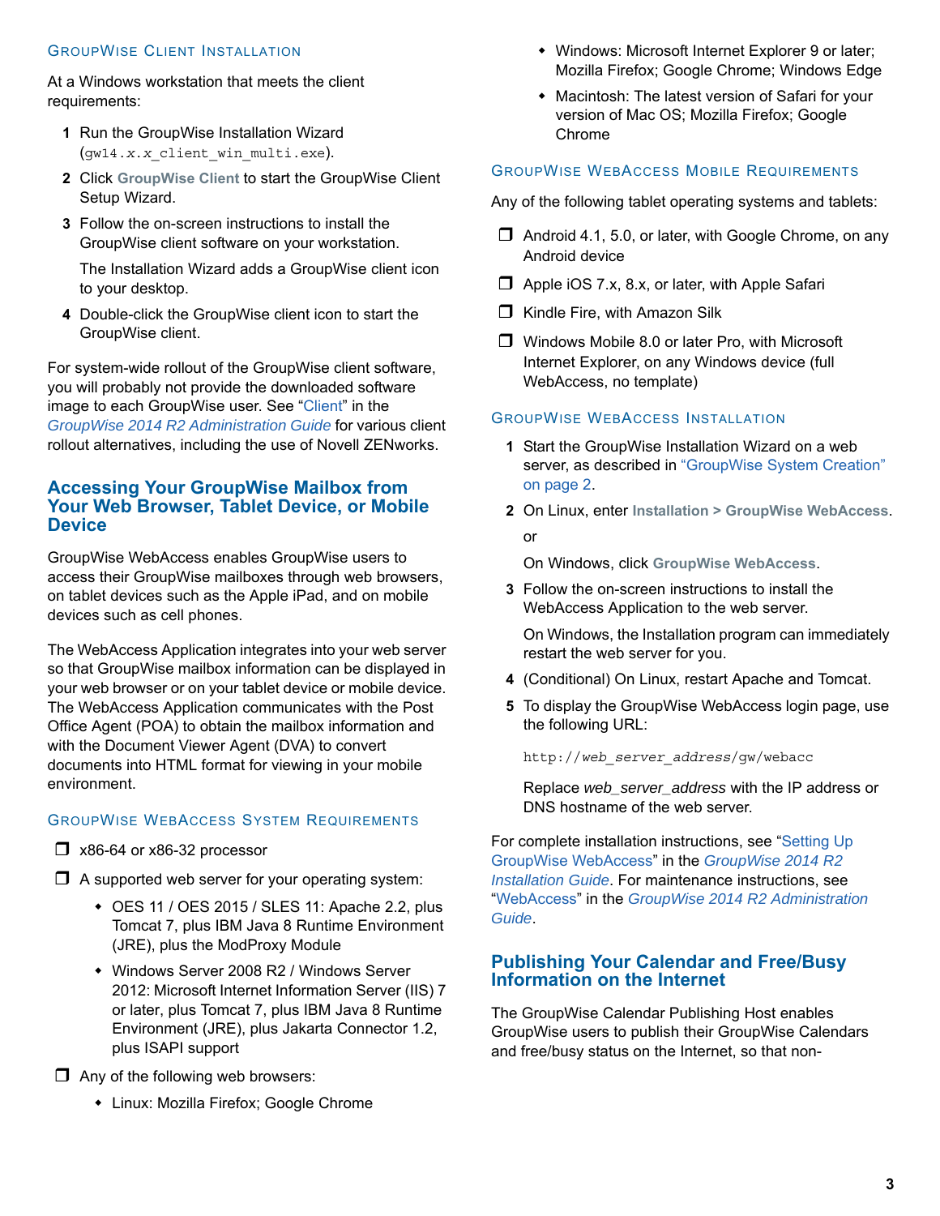### GroupWise Client Installation

At a Windows workstation that meets the client requirements:

1. Run the GroupWise Installation Wizard (`gw14.x.x_client_win_multi.exe`).
2. Click **GroupWise Client** to start the GroupWise Client Setup Wizard.
3. Follow the on-screen instructions to install the GroupWise client software on your workstation.

   The Installation Wizard adds a GroupWise client icon to your desktop.
4. Double-click the GroupWise client icon to start the GroupWise client.

For system-wide rollout of the GroupWise client software, you will probably not provide the downloaded software image to each GroupWise user. See "Client" in the *GroupWise 2014 R2 Administration Guide* for various client rollout alternatives, including the use of Novell ZENworks.

## Accessing Your GroupWise Mailbox from Your Web Browser, Tablet Device, or Mobile Device

GroupWise WebAccess enables GroupWise users to access their GroupWise mailboxes through web browsers, on tablet devices such as the Apple iPad, and on mobile devices such as cell phones.

The WebAccess Application integrates into your web server so that GroupWise mailbox information can be displayed in your web browser or on your tablet device or mobile device. The WebAccess Application communicates with the Post Office Agent (POA) to obtain the mailbox information and with the Document Viewer Agent (DVA) to convert documents into HTML format for viewing in your mobile environment.

### GroupWise WebAccess System Requirements

- ❒ x86-64 or x86-32 processor
- ❒ A supported web server for your operating system:
  - OES 11 / OES 2015 / SLES 11: Apache 2.2, plus Tomcat 7, plus IBM Java 8 Runtime Environment (JRE), plus the ModProxy Module
  - Windows Server 2008 R2 / Windows Server 2012: Microsoft Internet Information Server (IIS) 7 or later, plus Tomcat 7, plus IBM Java 8 Runtime Environment (JRE), plus Jakarta Connector 1.2, plus ISAPI support
- ❒ Any of the following web browsers:
  - Linux: Mozilla Firefox; Google Chrome
  - Windows: Microsoft Internet Explorer 9 or later; Mozilla Firefox; Google Chrome; Windows Edge
  - Macintosh: The latest version of Safari for your version of Mac OS; Mozilla Firefox; Google Chrome

### GroupWise WebAccess Mobile Requirements

Any of the following tablet operating systems and tablets:

- ❒ Android 4.1, 5.0, or later, with Google Chrome, on any Android device
- ❒ Apple iOS 7.x, 8.x, or later, with Apple Safari
- ❒ Kindle Fire, with Amazon Silk
- ❒ Windows Mobile 8.0 or later Pro, with Microsoft Internet Explorer, on any Windows device (full WebAccess, no template)

### GroupWise WebAccess Installation

1. Start the GroupWise Installation Wizard on a web server, as described in "GroupWise System Creation" on page 2.
2. On Linux, enter **Installation > GroupWise WebAccess**.

   or

   On Windows, click **GroupWise WebAccess**.
3. Follow the on-screen instructions to install the WebAccess Application to the web server.

   On Windows, the Installation program can immediately restart the web server for you.
4. (Conditional) On Linux, restart Apache and Tomcat.
5. To display the GroupWise WebAccess login page, use the following URL:

   `http://web_server_address/gw/webacc`

   Replace *web_server_address* with the IP address or DNS hostname of the web server.

For complete installation instructions, see "Setting Up GroupWise WebAccess" in the *GroupWise 2014 R2 Installation Guide*. For maintenance instructions, see "WebAccess" in the *GroupWise 2014 R2 Administration Guide*.

## Publishing Your Calendar and Free/Busy Information on the Internet

The GroupWise Calendar Publishing Host enables GroupWise users to publish their GroupWise Calendars and free/busy status on the Internet, so that non-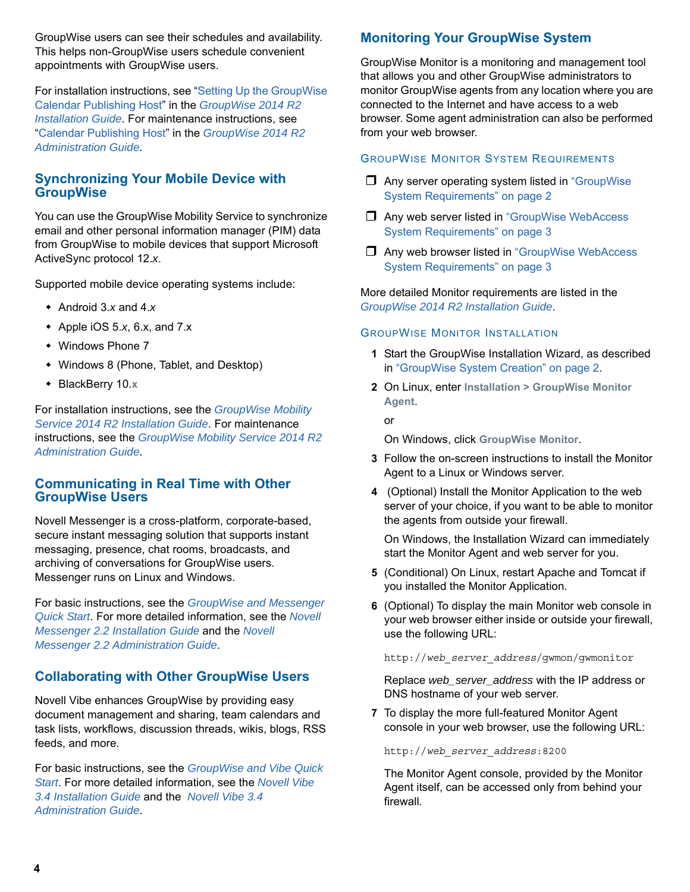GroupWise users can see their schedules and availability. This helps non-GroupWise users schedule convenient appointments with GroupWise users.

For installation instructions, see "Setting Up the GroupWise Calendar Publishing Host" in the *GroupWise 2014 R2 Installation Guide*. For maintenance instructions, see "Calendar Publishing Host" in the *GroupWise 2014 R2 Administration Guide*.

## Synchronizing Your Mobile Device with GroupWise

You can use the GroupWise Mobility Service to synchronize email and other personal information manager (PIM) data from GroupWise to mobile devices that support Microsoft ActiveSync protocol 12.*x*.

Supported mobile device operating systems include:

- Android 3.*x* and 4.*x*
- Apple iOS 5.*x*, 6.x, and 7.x
- Windows Phone 7
- Windows 8 (Phone, Tablet, and Desktop)
- BlackBerry 10.x

For installation instructions, see the *GroupWise Mobility Service 2014 R2 Installation Guide*. For maintenance instructions, see the *GroupWise Mobility Service 2014 R2 Administration Guide*.

## Communicating in Real Time with Other GroupWise Users

Novell Messenger is a cross-platform, corporate-based, secure instant messaging solution that supports instant messaging, presence, chat rooms, broadcasts, and archiving of conversations for GroupWise users. Messenger runs on Linux and Windows.

For basic instructions, see the *GroupWise and Messenger Quick Start*. For more detailed information, see the *Novell Messenger 2.2 Installation Guide* and the *Novell Messenger 2.2 Administration Guide*.

## Collaborating with Other GroupWise Users

Novell Vibe enhances GroupWise by providing easy document management and sharing, team calendars and task lists, workflows, discussion threads, wikis, blogs, RSS feeds, and more.

For basic instructions, see the *GroupWise and Vibe Quick Start*. For more detailed information, see the *Novell Vibe 3.4 Installation Guide* and the *Novell Vibe 3.4 Administration Guide*.

## Monitoring Your GroupWise System

GroupWise Monitor is a monitoring and management tool that allows you and other GroupWise administrators to monitor GroupWise agents from any location where you are connected to the Internet and have access to a web browser. Some agent administration can also be performed from your web browser.

### GroupWise Monitor System Requirements

- ❒ Any server operating system listed in "GroupWise System Requirements" on page 2
- ❒ Any web server listed in "GroupWise WebAccess System Requirements" on page 3
- ❒ Any web browser listed in "GroupWise WebAccess System Requirements" on page 3

More detailed Monitor requirements are listed in the *GroupWise 2014 R2 Installation Guide*.

### GroupWise Monitor Installation

1. Start the GroupWise Installation Wizard, as described in "GroupWise System Creation" on page 2.
2. On Linux, enter **Installation > GroupWise Monitor Agent**.

   or

   On Windows, click **GroupWise Monitor**.
3. Follow the on-screen instructions to install the Monitor Agent to a Linux or Windows server.
4. (Optional) Install the Monitor Application to the web server of your choice, if you want to be able to monitor the agents from outside your firewall.

   On Windows, the Installation Wizard can immediately start the Monitor Agent and web server for you.
5. (Conditional) On Linux, restart Apache and Tomcat if you installed the Monitor Application.
6. (Optional) To display the main Monitor web console in your web browser either inside or outside your firewall, use the following URL:

   ```
   http://web_server_address/gwmon/gwmonitor
   ```

   Replace *web_server_address* with the IP address or DNS hostname of your web server.
7. To display the more full-featured Monitor Agent console in your web browser, use the following URL:

   ```
   http://web_server_address:8200
   ```

   The Monitor Agent console, provided by the Monitor Agent itself, can be accessed only from behind your firewall.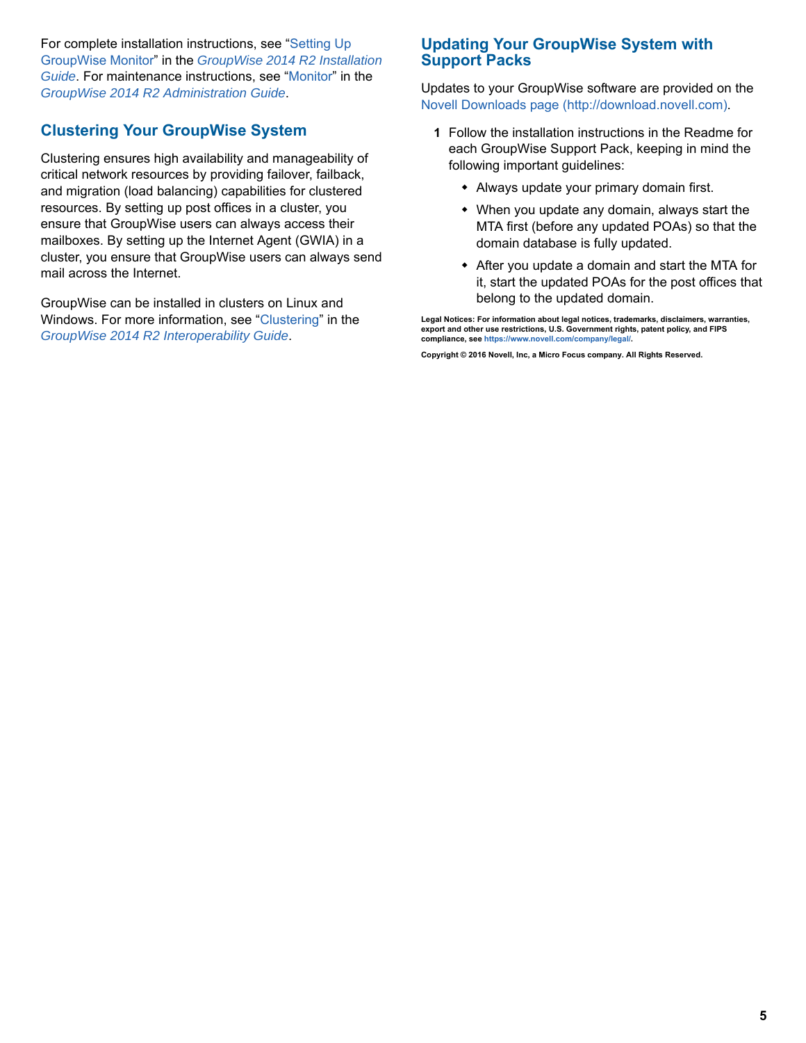For complete installation instructions, see "Setting Up GroupWise Monitor" in the *GroupWise 2014 R2 Installation Guide*. For maintenance instructions, see "Monitor" in the *GroupWise 2014 R2 Administration Guide*.

## Clustering Your GroupWise System

Clustering ensures high availability and manageability of critical network resources by providing failover, failback, and migration (load balancing) capabilities for clustered resources. By setting up post offices in a cluster, you ensure that GroupWise users can always access their mailboxes. By setting up the Internet Agent (GWIA) in a cluster, you ensure that GroupWise users can always send mail across the Internet.

GroupWise can be installed in clusters on Linux and Windows. For more information, see "Clustering" in the *GroupWise 2014 R2 Interoperability Guide*.

## Updating Your GroupWise System with Support Packs

Updates to your GroupWise software are provided on the Novell Downloads page (http://download.novell.com).

1. Follow the installation instructions in the Readme for each GroupWise Support Pack, keeping in mind the following important guidelines:
   - Always update your primary domain first.
   - When you update any domain, always start the MTA first (before any updated POAs) so that the domain database is fully updated.
   - After you update a domain and start the MTA for it, start the updated POAs for the post offices that belong to the updated domain.

**Legal Notices: For information about legal notices, trademarks, disclaimers, warranties, export and other use restrictions, U.S. Government rights, patent policy, and FIPS compliance, see https://www.novell.com/company/legal/.**

**Copyright © 2016 Novell, Inc, a Micro Focus company. All Rights Reserved.**